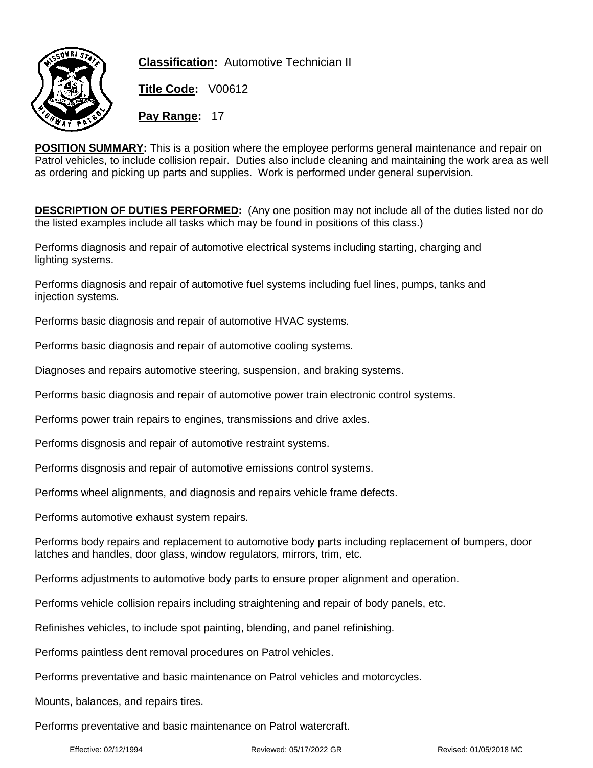**Classification:** Automotive Technician II

**Title Code:** V00612

**Pay Range:** 17

**POSITION SUMMARY:** This is a position where the employee performs general maintenance and repair on Patrol vehicles, to include collision repair. Duties also include cleaning and maintaining the work area as well as ordering and picking up parts and supplies. Work is performed under general supervision.

**DESCRIPTION OF DUTIES PERFORMED:** (Any one position may not include all of the duties listed nor do the listed examples include all tasks which may be found in positions of this class.)

Performs diagnosis and repair of automotive electrical systems including starting, charging and lighting systems.

Performs diagnosis and repair of automotive fuel systems including fuel lines, pumps, tanks and injection systems.

Performs basic diagnosis and repair of automotive HVAC systems.

Performs basic diagnosis and repair of automotive cooling systems.

Diagnoses and repairs automotive steering, suspension, and braking systems.

Performs basic diagnosis and repair of automotive power train electronic control systems.

Performs power train repairs to engines, transmissions and drive axles.

Performs disgnosis and repair of automotive restraint systems.

Performs disgnosis and repair of automotive emissions control systems.

Performs wheel alignments, and diagnosis and repairs vehicle frame defects.

Performs automotive exhaust system repairs.

Performs body repairs and replacement to automotive body parts including replacement of bumpers, door latches and handles, door glass, window regulators, mirrors, trim, etc.

Performs adjustments to automotive body parts to ensure proper alignment and operation.

Performs vehicle collision repairs including straightening and repair of body panels, etc.

Refinishes vehicles, to include spot painting, blending, and panel refinishing.

Performs paintless dent removal procedures on Patrol vehicles.

Performs preventative and basic maintenance on Patrol vehicles and motorcycles.

Mounts, balances, and repairs tires.

Performs preventative and basic maintenance on Patrol watercraft.

Effective: 02/12/1994 Reviewed: 05/17/2022 GR Revised: 01/05/2018 MC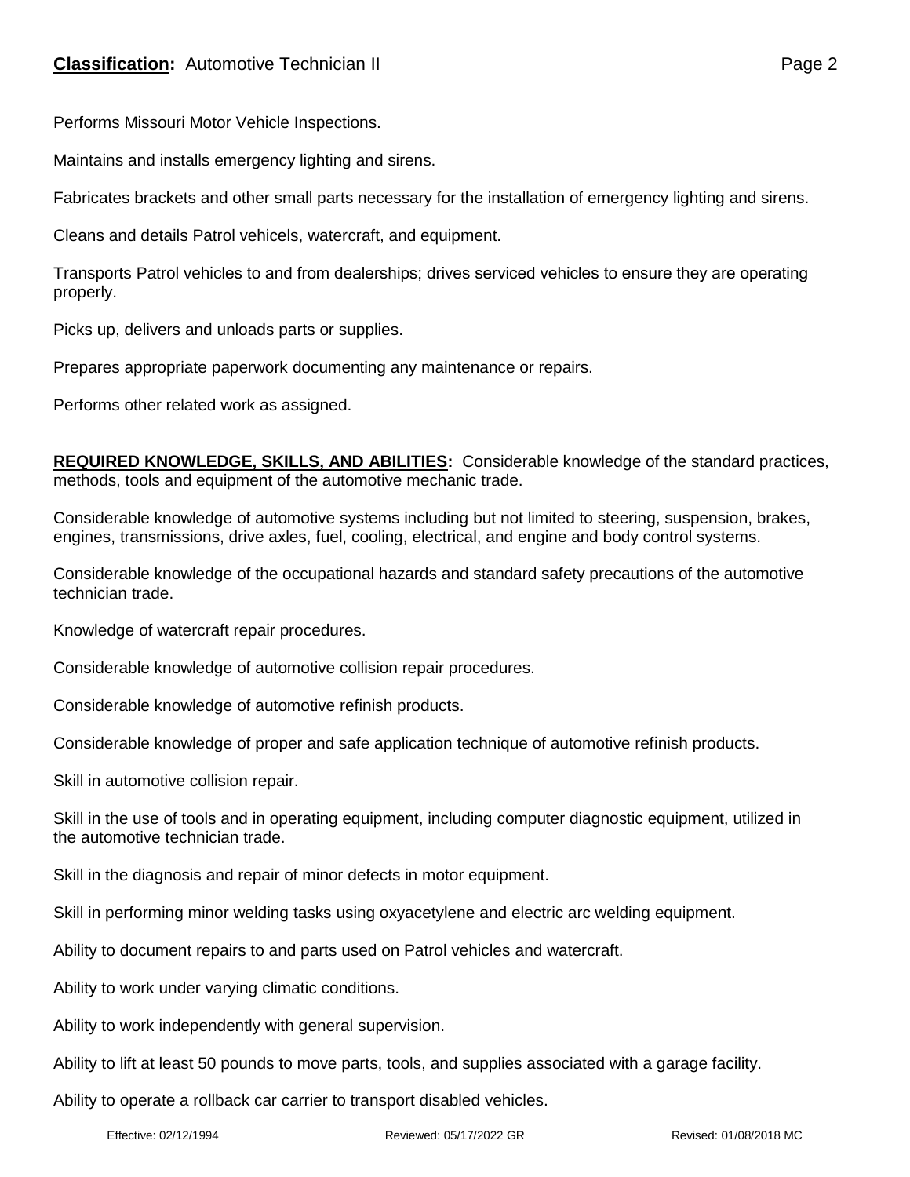Performs Missouri Motor Vehicle Inspections.

Maintains and installs emergency lighting and sirens.

Fabricates brackets and other small parts necessary for the installation of emergency lighting and sirens.

Cleans and details Patrol vehicels, watercraft, and equipment.

Transports Patrol vehicles to and from dealerships; drives serviced vehicles to ensure they are operating properly.

Picks up, delivers and unloads parts or supplies.

Prepares appropriate paperwork documenting any maintenance or repairs.

Performs other related work as assigned.

**REQUIRED KNOWLEDGE, SKILLS, AND ABILITIES:** Considerable knowledge of the standard practices, methods, tools and equipment of the automotive mechanic trade.

Considerable knowledge of automotive systems including but not limited to steering, suspension, brakes, engines, transmissions, drive axles, fuel, cooling, electrical, and engine and body control systems.

Considerable knowledge of the occupational hazards and standard safety precautions of the automotive technician trade.

Knowledge of watercraft repair procedures.

Considerable knowledge of automotive collision repair procedures.

Considerable knowledge of automotive refinish products.

Considerable knowledge of proper and safe application technique of automotive refinish products.

Skill in automotive collision repair.

Skill in the use of tools and in operating equipment, including computer diagnostic equipment, utilized in the automotive technician trade.

Skill in the diagnosis and repair of minor defects in motor equipment.

Skill in performing minor welding tasks using oxyacetylene and electric arc welding equipment.

Ability to document repairs to and parts used on Patrol vehicles and watercraft.

Ability to work under varying climatic conditions.

Ability to work independently with general supervision.

Ability to lift at least 50 pounds to move parts, tools, and supplies associated with a garage facility.

Ability to operate a rollback car carrier to transport disabled vehicles.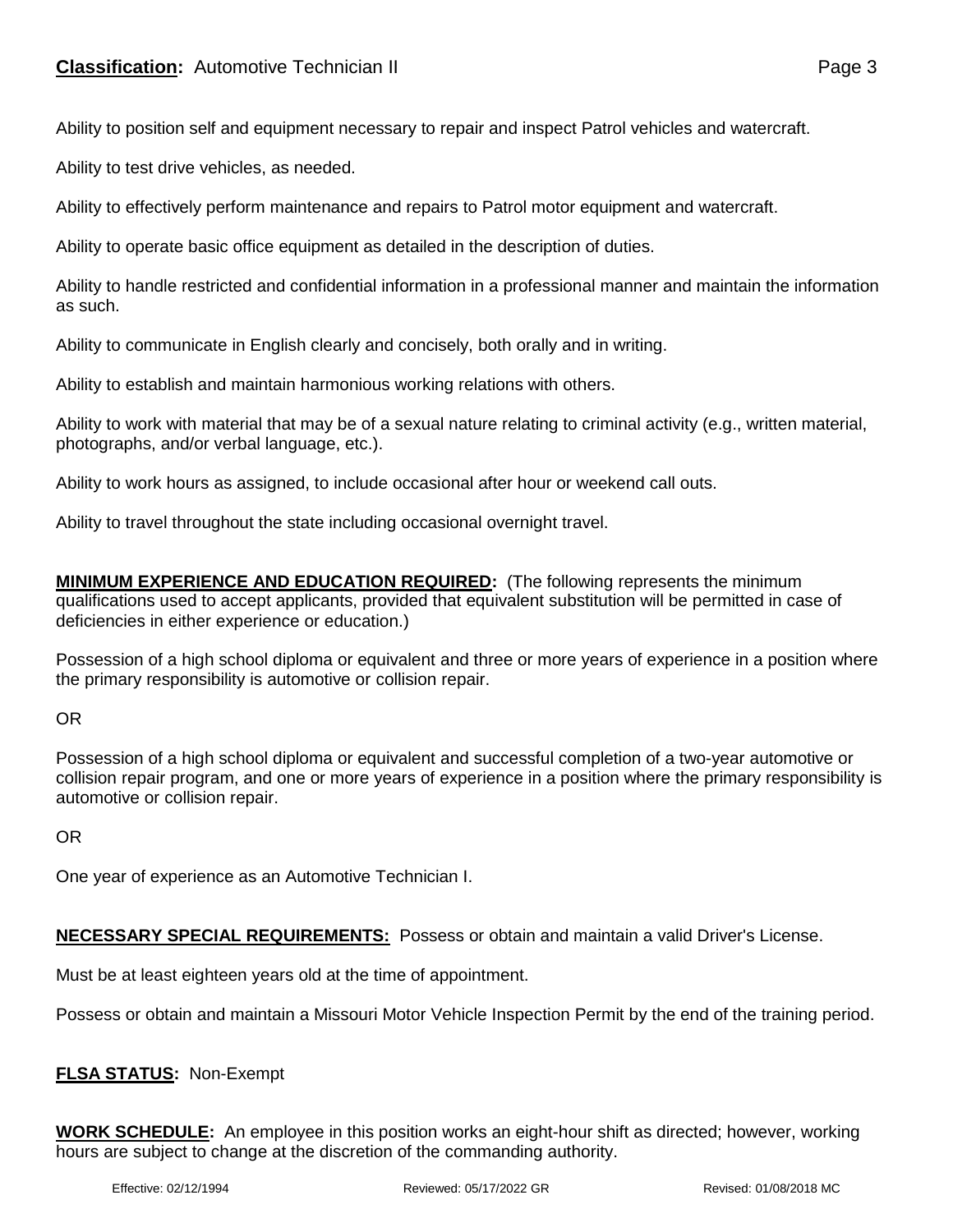Ability to position self and equipment necessary to repair and inspect Patrol vehicles and watercraft.

Ability to test drive vehicles, as needed.

Ability to effectively perform maintenance and repairs to Patrol motor equipment and watercraft.

Ability to operate basic office equipment as detailed in the description of duties.

Ability to handle restricted and confidential information in a professional manner and maintain the information as such.

Ability to communicate in English clearly and concisely, both orally and in writing.

Ability to establish and maintain harmonious working relations with others.

Ability to work with material that may be of a sexual nature relating to criminal activity (e.g., written material, photographs, and/or verbal language, etc.).

Ability to work hours as assigned, to include occasional after hour or weekend call outs.

Ability to travel throughout the state including occasional overnight travel.

**MINIMUM EXPERIENCE AND EDUCATION REQUIRED:** (The following represents the minimum qualifications used to accept applicants, provided that equivalent substitution will be permitted in case of deficiencies in either experience or education.)

Possession of a high school diploma or equivalent and three or more years of experience in a position where the primary responsibility is automotive or collision repair.

OR

Possession of a high school diploma or equivalent and successful completion of a two-year automotive or collision repair program, and one or more years of experience in a position where the primary responsibility is automotive or collision repair.

OR

One year of experience as an Automotive Technician I.

**NECESSARY SPECIAL REQUIREMENTS:** Possess or obtain and maintain a valid Driver's License.

Must be at least eighteen years old at the time of appointment.

Possess or obtain and maintain a Missouri Motor Vehicle Inspection Permit by the end of the training period.

**FLSA STATUS:** Non-Exempt

**WORK SCHEDULE:** An employee in this position works an eight-hour shift as directed; however, working hours are subject to change at the discretion of the commanding authority.

Effective: 02/12/1994 Reviewed: 05/17/2022 GR Revised: 01/08/2018 MC